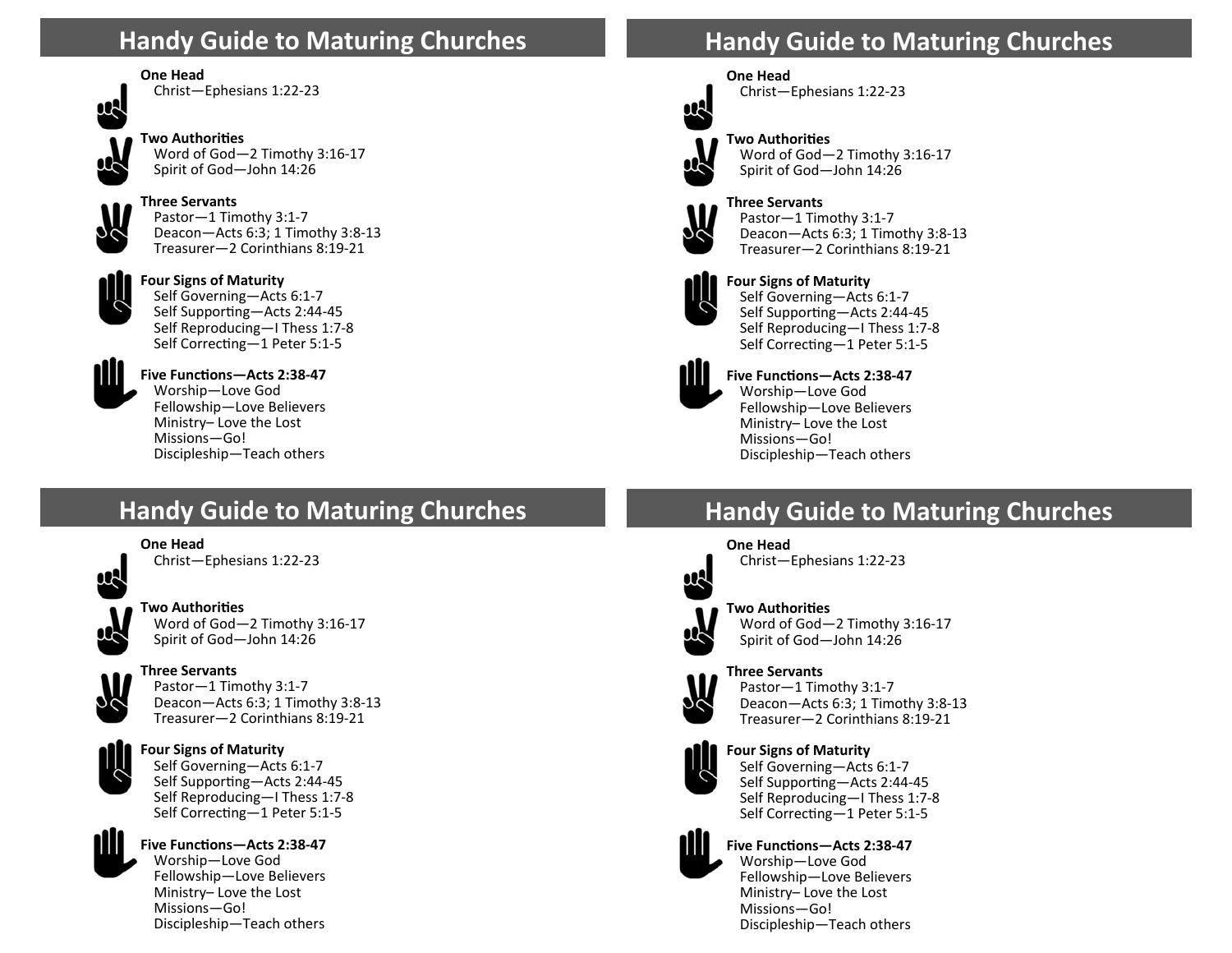# Handy Guide to Maturing Churches

**One Head**
Christ—Ephesians 1:22-23

**Two Authorities**
Word of God—2 Timothy 3:16-17
Spirit of God—John 14:26

**Three Servants**
Pastor—1 Timothy 3:1-7
Deacon—Acts 6:3; 1 Timothy 3:8-13
Treasurer—2 Corinthians 8:19-21

**Four Signs of Maturity**
Self Governing—Acts 6:1-7
Self Supporting—Acts 2:44-45
Self Reproducing—I Thess 1:7-8
Self Correcting—1 Peter 5:1-5

**Five Functions—Acts 2:38-47**
Worship—Love God
Fellowship—Love Believers
Ministry– Love the Lost
Missions—Go!
Discipleship—Teach others

# Handy Guide to Maturing Churches

**One Head**
Christ—Ephesians 1:22-23

**Two Authorities**
Word of God—2 Timothy 3:16-17
Spirit of God—John 14:26

**Three Servants**
Pastor—1 Timothy 3:1-7
Deacon—Acts 6:3; 1 Timothy 3:8-13
Treasurer—2 Corinthians 8:19-21

**Four Signs of Maturity**
Self Governing—Acts 6:1-7
Self Supporting—Acts 2:44-45
Self Reproducing—I Thess 1:7-8
Self Correcting—1 Peter 5:1-5

**Five Functions—Acts 2:38-47**
Worship—Love God
Fellowship—Love Believers
Ministry– Love the Lost
Missions—Go!
Discipleship—Teach others

# Handy Guide to Maturing Churches

**One Head**
Christ—Ephesians 1:22-23

**Two Authorities**
Word of God—2 Timothy 3:16-17
Spirit of God—John 14:26

**Three Servants**
Pastor—1 Timothy 3:1-7
Deacon—Acts 6:3; 1 Timothy 3:8-13
Treasurer—2 Corinthians 8:19-21

**Four Signs of Maturity**
Self Governing—Acts 6:1-7
Self Supporting—Acts 2:44-45
Self Reproducing—I Thess 1:7-8
Self Correcting—1 Peter 5:1-5

**Five Functions—Acts 2:38-47**
Worship—Love God
Fellowship—Love Believers
Ministry– Love the Lost
Missions—Go!
Discipleship—Teach others

# Handy Guide to Maturing Churches

**One Head**
Christ—Ephesians 1:22-23

**Two Authorities**
Word of God—2 Timothy 3:16-17
Spirit of God—John 14:26

**Three Servants**
Pastor—1 Timothy 3:1-7
Deacon—Acts 6:3; 1 Timothy 3:8-13
Treasurer—2 Corinthians 8:19-21

**Four Signs of Maturity**
Self Governing—Acts 6:1-7
Self Supporting—Acts 2:44-45
Self Reproducing—I Thess 1:7-8
Self Correcting—1 Peter 5:1-5

**Five Functions—Acts 2:38-47**
Worship—Love God
Fellowship—Love Believers
Ministry– Love the Lost
Missions—Go!
Discipleship—Teach others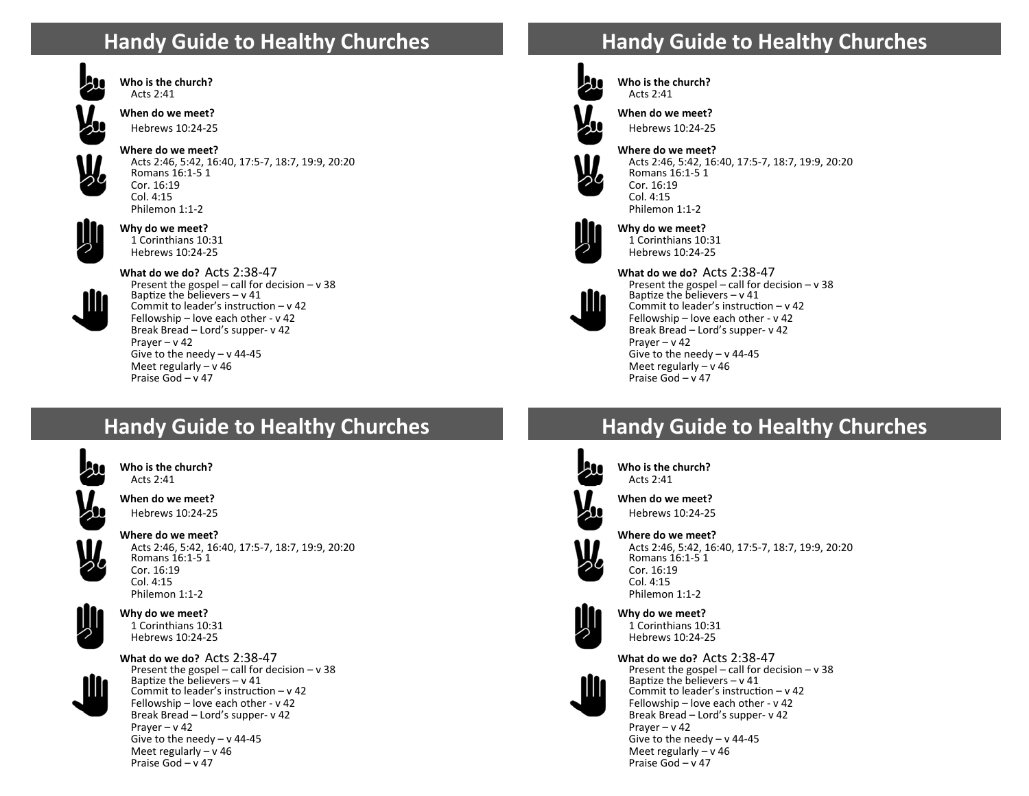## Handy Guide to Healthy Churches

**Who is the church?**
Acts 2:41

**When do we meet?**
Hebrews 10:24-25

**Where do we meet?**
Acts 2:46, 5:42, 16:40, 17:5-7, 18:7, 19:9, 20:20
Romans 16:1-5 1
Cor. 16:19
Col. 4:15
Philemon 1:1-2

**Why do we meet?**
1 Corinthians 10:31
Hebrews 10:24-25

**What do we do?** Acts 2:38-47
Present the gospel – call for decision – v 38
Baptize the believers – v 41
Commit to leader's instruction – v 42
Fellowship – love each other - v 42
Break Bread – Lord's supper- v 42
Prayer – v 42
Give to the needy – v 44-45
Meet regularly – v 46
Praise God – v 47

## Handy Guide to Healthy Churches

**Who is the church?**
Acts 2:41

**When do we meet?**
Hebrews 10:24-25

**Where do we meet?**
Acts 2:46, 5:42, 16:40, 17:5-7, 18:7, 19:9, 20:20
Romans 16:1-5 1
Cor. 16:19
Col. 4:15
Philemon 1:1-2

**Why do we meet?**
1 Corinthians 10:31
Hebrews 10:24-25

**What do we do?** Acts 2:38-47
Present the gospel – call for decision – v 38
Baptize the believers – v 41
Commit to leader's instruction – v 42
Fellowship – love each other - v 42
Break Bread – Lord's supper- v 42
Prayer – v 42
Give to the needy – v 44-45
Meet regularly – v 46
Praise God – v 47

## Handy Guide to Healthy Churches

**Who is the church?**
Acts 2:41

**When do we meet?**
Hebrews 10:24-25

**Where do we meet?**
Acts 2:46, 5:42, 16:40, 17:5-7, 18:7, 19:9, 20:20
Romans 16:1-5 1
Cor. 16:19
Col. 4:15
Philemon 1:1-2

**Why do we meet?**
1 Corinthians 10:31
Hebrews 10:24-25

**What do we do?** Acts 2:38-47
Present the gospel – call for decision – v 38
Baptize the believers – v 41
Commit to leader's instruction – v 42
Fellowship – love each other - v 42
Break Bread – Lord's supper- v 42
Prayer – v 42
Give to the needy – v 44-45
Meet regularly – v 46
Praise God – v 47

## Handy Guide to Healthy Churches

**Who is the church?**
Acts 2:41

**When do we meet?**
Hebrews 10:24-25

**Where do we meet?**
Acts 2:46, 5:42, 16:40, 17:5-7, 18:7, 19:9, 20:20
Romans 16:1-5 1
Cor. 16:19
Col. 4:15
Philemon 1:1-2

**Why do we meet?**
1 Corinthians 10:31
Hebrews 10:24-25

**What do we do?** Acts 2:38-47
Present the gospel – call for decision – v 38
Baptize the believers – v 41
Commit to leader's instruction – v 42
Fellowship – love each other - v 42
Break Bread – Lord's supper- v 42
Prayer – v 42
Give to the needy – v 44-45
Meet regularly – v 46
Praise God – v 47